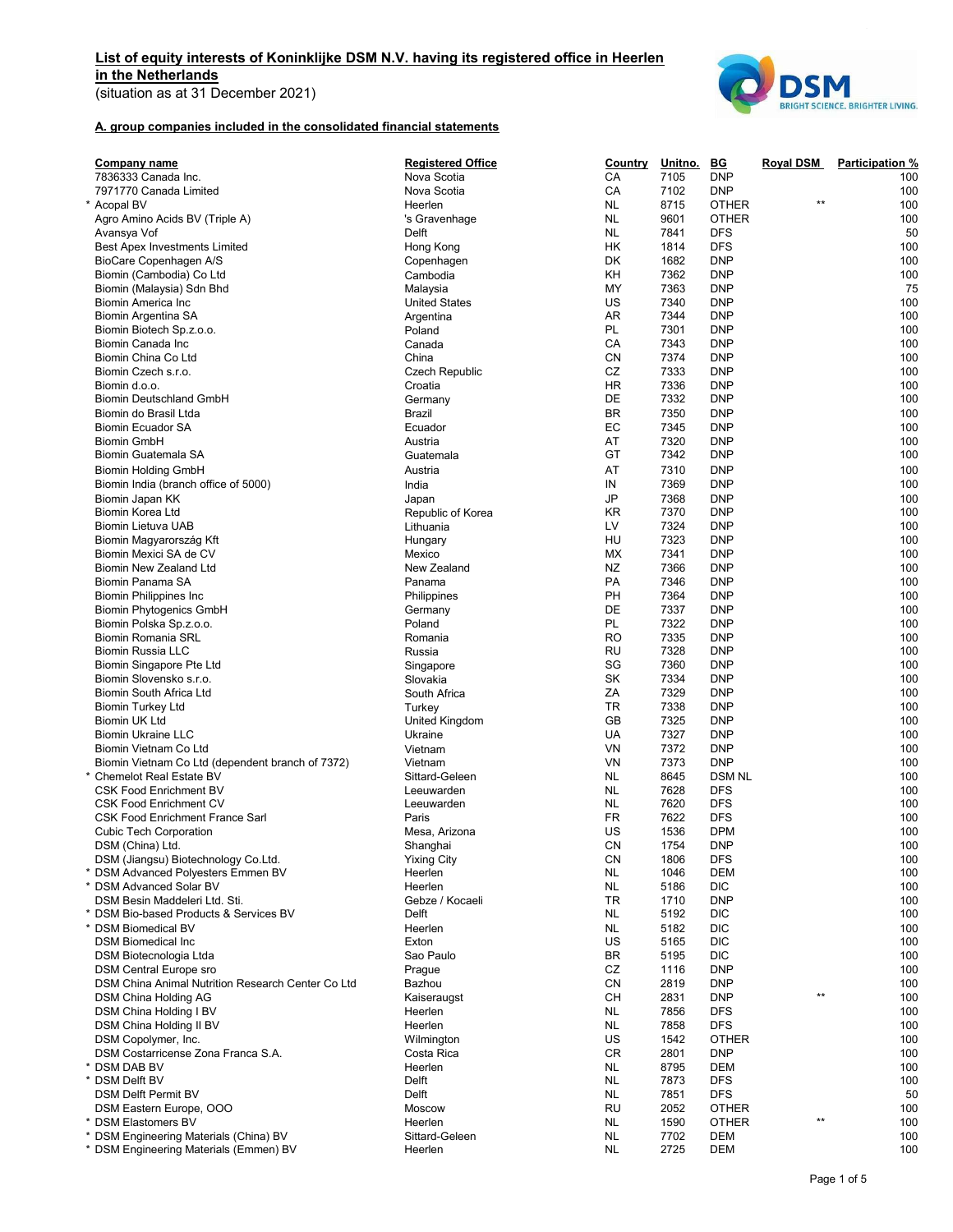**List of equity interests of Koninklijke DSM N.V. having its registered office in Heerlen in the Netherlands**
(situation as at 31 December 2021)

**A. group companies included in the consolidated financial statements**

| | Company name | Registered Office | Country | Unitno. | BG | Royal DSM | Participation % |
|---|---|---|---|---|---|---|---|
| | 7836333 Canada Inc. | Nova Scotia | CA | 7105 | DNP | | 100 |
| | 7971770 Canada Limited | Nova Scotia | CA | 7102 | DNP | | 100 |
| * | Acopal BV | Heerlen | NL | 8715 | OTHER | ** | 100 |
| | Agro Amino Acids BV (Triple A) | 's Gravenhage | NL | 9601 | OTHER | | 100 |
| | Avansya Vof | Delft | NL | 7841 | DFS | | 50 |
| | Best Apex Investments Limited | Hong Kong | HK | 1814 | DFS | | 100 |
| | BioCare Copenhagen A/S | Copenhagen | DK | 1682 | DNP | | 100 |
| | Biomin (Cambodia) Co Ltd | Cambodia | KH | 7362 | DNP | | 100 |
| | Biomin (Malaysia) Sdn Bhd | Malaysia | MY | 7363 | DNP | | 75 |
| | Biomin America Inc | United States | US | 7340 | DNP | | 100 |
| | Biomin Argentina SA | Argentina | AR | 7344 | DNP | | 100 |
| | Biomin Biotech Sp.z.o.o. | Poland | PL | 7301 | DNP | | 100 |
| | Biomin Canada Inc | Canada | CA | 7343 | DNP | | 100 |
| | Biomin China Co Ltd | China | CN | 7374 | DNP | | 100 |
| | Biomin Czech s.r.o. | Czech Republic | CZ | 7333 | DNP | | 100 |
| | Biomin d.o.o. | Croatia | HR | 7336 | DNP | | 100 |
| | Biomin Deutschland GmbH | Germany | DE | 7332 | DNP | | 100 |
| | Biomin do Brasil Ltda | Brazil | BR | 7350 | DNP | | 100 |
| | Biomin Ecuador SA | Ecuador | EC | 7345 | DNP | | 100 |
| | Biomin GmbH | Austria | AT | 7320 | DNP | | 100 |
| | Biomin Guatemala SA | Guatemala | GT | 7342 | DNP | | 100 |
| | Biomin Holding GmbH | Austria | AT | 7310 | DNP | | 100 |
| | Biomin India (branch office of 5000) | India | IN | 7369 | DNP | | 100 |
| | Biomin Japan KK | Japan | JP | 7368 | DNP | | 100 |
| | Biomin Korea Ltd | Republic of Korea | KR | 7370 | DNP | | 100 |
| | Biomin Lietuva UAB | Lithuania | LV | 7324 | DNP | | 100 |
| | Biomin Magyarország Kft | Hungary | HU | 7323 | DNP | | 100 |
| | Biomin Mexici SA de CV | Mexico | MX | 7341 | DNP | | 100 |
| | Biomin New Zealand Ltd | New Zealand | NZ | 7366 | DNP | | 100 |
| | Biomin Panama SA | Panama | PA | 7346 | DNP | | 100 |
| | Biomin Philippines Inc | Philippines | PH | 7364 | DNP | | 100 |
| | Biomin Phytogenics GmbH | Germany | DE | 7337 | DNP | | 100 |
| | Biomin Polska Sp.z.o.o. | Poland | PL | 7322 | DNP | | 100 |
| | Biomin Romania SRL | Romania | RO | 7335 | DNP | | 100 |
| | Biomin Russia LLC | Russia | RU | 7328 | DNP | | 100 |
| | Biomin Singapore Pte Ltd | Singapore | SG | 7360 | DNP | | 100 |
| | Biomin Slovensko s.r.o. | Slovakia | SK | 7334 | DNP | | 100 |
| | Biomin South Africa Ltd | South Africa | ZA | 7329 | DNP | | 100 |
| | Biomin Turkey Ltd | Turkey | TR | 7338 | DNP | | 100 |
| | Biomin UK Ltd | United Kingdom | GB | 7325 | DNP | | 100 |
| | Biomin Ukraine LLC | Ukraine | UA | 7327 | DNP | | 100 |
| | Biomin Vietnam Co Ltd | Vietnam | VN | 7372 | DNP | | 100 |
| | Biomin Vietnam Co Ltd (dependent branch of 7372) | Vietnam | VN | 7373 | DNP | | 100 |
| * | Chemelot Real Estate BV | Sittard-Geleen | NL | 8645 | DSM NL | | 100 |
| | CSK Food Enrichment BV | Leeuwarden | NL | 7628 | DFS | | 100 |
| | CSK Food Enrichment CV | Leeuwarden | NL | 7620 | DFS | | 100 |
| | CSK Food Enrichment France Sarl | Paris | FR | 7622 | DFS | | 100 |
| | Cubic Tech Corporation | Mesa, Arizona | US | 1536 | DPM | | 100 |
| | DSM (China) Ltd. | Shanghai | CN | 1754 | DNP | | 100 |
| | DSM (Jiangsu) Biotechnology Co.Ltd. | Yixing City | CN | 1806 | DFS | | 100 |
| * | DSM Advanced Polyesters Emmen BV | Heerlen | NL | 1046 | DEM | | 100 |
| * | DSM Advanced Solar BV | Heerlen | NL | 5186 | DIC | | 100 |
| | DSM Besin Maddeleri Ltd. Sti. | Gebze / Kocaeli | TR | 1710 | DNP | | 100 |
| * | DSM Bio-based Products & Services BV | Delft | NL | 5192 | DIC | | 100 |
| * | DSM Biomedical BV | Heerlen | NL | 5182 | DIC | | 100 |
| | DSM Biomedical Inc | Exton | US | 5165 | DIC | | 100 |
| | DSM Biotecnologia Ltda | Sao Paulo | BR | 5195 | DIC | | 100 |
| | DSM Central Europe sro | Prague | CZ | 1116 | DNP | | 100 |
| | DSM China Animal Nutrition Research Center Co Ltd | Bazhou | CN | 2819 | DNP | | 100 |
| | DSM China Holding AG | Kaiseraugst | CH | 2831 | DNP | ** | 100 |
| | DSM China Holding I BV | Heerlen | NL | 7856 | DFS | | 100 |
| | DSM China Holding II BV | Heerlen | NL | 7858 | DFS | | 100 |
| | DSM Copolymer, Inc. | Wilmington | US | 1542 | OTHER | | 100 |
| | DSM Costarricense Zona Franca S.A. | Costa Rica | CR | 2801 | DNP | | 100 |
| * | DSM DAB BV | Heerlen | NL | 8795 | DEM | | 100 |
| * | DSM Delft BV | Delft | NL | 7873 | DFS | | 100 |
| | DSM Delft Permit BV | Delft | NL | 7851 | DFS | | 50 |
| | DSM Eastern Europe, OOO | Moscow | RU | 2052 | OTHER | | 100 |
| * | DSM Elastomers BV | Heerlen | NL | 1590 | OTHER | ** | 100 |
| * | DSM Engineering Materials (China) BV | Sittard-Geleen | NL | 7702 | DEM | | 100 |
| * | DSM Engineering Materials (Emmen) BV | Heerlen | NL | 2725 | DEM | | 100 |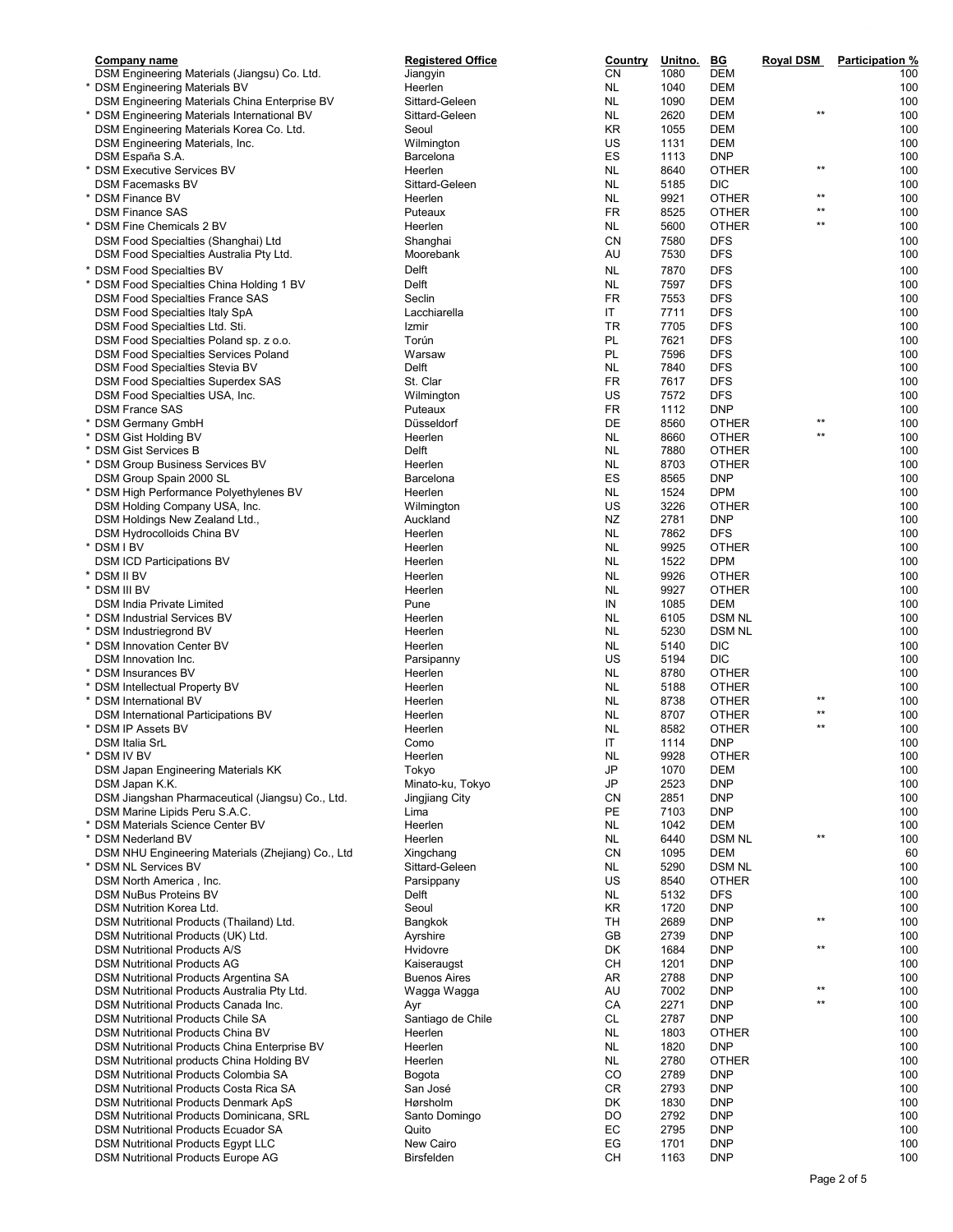| Company name | Registered Office | Country | Unitno. | BG | Royal DSM | Participation % |
|---|---|---|---|---|---|---|
| DSM Engineering Materials (Jiangsu) Co. Ltd. | Jiangyin | CN | 1080 | DEM | | 100 |
| * DSM Engineering Materials BV | Heerlen | NL | 1040 | DEM | | 100 |
| DSM Engineering Materials China Enterprise BV | Sittard-Geleen | NL | 1090 | DEM | | 100 |
| * DSM Engineering Materials International BV | Sittard-Geleen | NL | 2620 | DEM | ** | 100 |
| DSM Engineering Materials Korea Co. Ltd. | Seoul | KR | 1055 | DEM | | 100 |
| DSM Engineering Materials, Inc. | Wilmington | US | 1131 | DEM | | 100 |
| DSM España S.A. | Barcelona | ES | 1113 | DNP | | 100 |
| * DSM Executive Services BV | Heerlen | NL | 8640 | OTHER | ** | 100 |
| DSM Facemasks BV | Sittard-Geleen | NL | 5185 | DIC | | 100 |
| * DSM Finance BV | Heerlen | NL | 9921 | OTHER | ** | 100 |
| DSM Finance SAS | Puteaux | FR | 8525 | OTHER | ** | 100 |
| * DSM Fine Chemicals 2 BV | Heerlen | NL | 5600 | OTHER | ** | 100 |
| DSM Food Specialties (Shanghai) Ltd | Shanghai | CN | 7580 | DFS | | 100 |
| DSM Food Specialties Australia Pty Ltd. | Moorebank | AU | 7530 | DFS | | 100 |
| * DSM Food Specialties BV | Delft | NL | 7870 | DFS | | 100 |
| * DSM Food Specialties China Holding 1 BV | Delft | NL | 7597 | DFS | | 100 |
| DSM Food Specialties France SAS | Seclin | FR | 7553 | DFS | | 100 |
| DSM Food Specialties Italy SpA | Lacchiarella | IT | 7711 | DFS | | 100 |
| DSM Food Specialties Ltd. Sti. | Izmir | TR | 7705 | DFS | | 100 |
| DSM Food Specialties Poland sp. z o.o. | Torún | PL | 7621 | DFS | | 100 |
| DSM Food Specialties Services Poland | Warsaw | PL | 7596 | DFS | | 100 |
| DSM Food Specialties Stevia BV | Delft | NL | 7840 | DFS | | 100 |
| DSM Food Specialties Superdex SAS | St. Clar | FR | 7617 | DFS | | 100 |
| DSM Food Specialties USA, Inc. | Wilmington | US | 7572 | DFS | | 100 |
| DSM France SAS | Puteaux | FR | 1112 | DNP | | 100 |
| * DSM Germany GmbH | Düsseldorf | DE | 8560 | OTHER | ** | 100 |
| * DSM Gist Holding BV | Heerlen | NL | 8660 | OTHER | ** | 100 |
| * DSM Gist Services B | Delft | NL | 7880 | OTHER | | 100 |
| * DSM Group Business Services BV | Heerlen | NL | 8703 | OTHER | | 100 |
| DSM Group Spain 2000 SL | Barcelona | ES | 8565 | DNP | | 100 |
| * DSM High Performance Polyethylenes BV | Heerlen | NL | 1524 | DPM | | 100 |
| DSM Holding Company USA, Inc. | Wilmington | US | 3226 | OTHER | | 100 |
| DSM Holdings New Zealand Ltd., | Auckland | NZ | 2781 | DNP | | 100 |
| DSM Hydrocolloids China BV | Heerlen | NL | 7862 | DFS | | 100 |
| * DSM I BV | Heerlen | NL | 9925 | OTHER | | 100 |
| DSM ICD Participations BV | Heerlen | NL | 1522 | DPM | | 100 |
| * DSM II BV | Heerlen | NL | 9926 | OTHER | | 100 |
| * DSM III BV | Heerlen | NL | 9927 | OTHER | | 100 |
| DSM India Private Limited | Pune | IN | 1085 | DEM | | 100 |
| * DSM Industrial Services BV | Heerlen | NL | 6105 | DSM NL | | 100 |
| * DSM Industriegrond BV | Heerlen | NL | 5230 | DSM NL | | 100 |
| * DSM Innovation Center BV | Heerlen | NL | 5140 | DIC | | 100 |
| DSM Innovation Inc. | Parsipanny | US | 5194 | DIC | | 100 |
| * DSM Insurances BV | Heerlen | NL | 8780 | OTHER | | 100 |
| * DSM Intellectual Property BV | Heerlen | NL | 5188 | OTHER | | 100 |
| * DSM International BV | Heerlen | NL | 8738 | OTHER | ** | 100 |
| DSM International Participations BV | Heerlen | NL | 8707 | OTHER | ** | 100 |
| * DSM IP Assets BV | Heerlen | NL | 8582 | OTHER | ** | 100 |
| DSM Italia SrL | Como | IT | 1114 | DNP | | 100 |
| * DSM IV BV | Heerlen | NL | 9928 | OTHER | | 100 |
| DSM Japan Engineering Materials KK | Tokyo | JP | 1070 | DEM | | 100 |
| DSM Japan K.K. | Minato-ku, Tokyo | JP | 2523 | DNP | | 100 |
| DSM Jiangshan Pharmaceutical (Jiangsu) Co., Ltd. | Jingjiang City | CN | 2851 | DNP | | 100 |
| DSM Marine Lipids Peru S.A.C. | Lima | PE | 7103 | DNP | | 100 |
| * DSM Materials Science Center BV | Heerlen | NL | 1042 | DEM | | 100 |
| * DSM Nederland BV | Heerlen | NL | 6440 | DSM NL | ** | 100 |
| DSM NHU Engineering Materials (Zhejiang) Co., Ltd | Xingchang | CN | 1095 | DEM | | 60 |
| * DSM NL Services BV | Sittard-Geleen | NL | 5290 | DSM NL | | 100 |
| DSM North America , Inc. | Parsippany | US | 8540 | OTHER | | 100 |
| DSM NuBus Proteins BV | Delft | NL | 5132 | DFS | | 100 |
| DSM Nutrition Korea Ltd. | Seoul | KR | 1720 | DNP | | 100 |
| DSM Nutritional Products (Thailand) Ltd. | Bangkok | TH | 2689 | DNP | ** | 100 |
| DSM Nutritional Products (UK) Ltd. | Ayrshire | GB | 2739 | DNP | | 100 |
| DSM Nutritional Products A/S | Hvidovre | DK | 1684 | DNP | ** | 100 |
| DSM Nutritional Products AG | Kaiseraugst | CH | 1201 | DNP | | 100 |
| DSM Nutritional Products Argentina SA | Buenos Aires | AR | 2788 | DNP | | 100 |
| DSM Nutritional Products Australia Pty Ltd. | Wagga Wagga | AU | 7002 | DNP | ** | 100 |
| DSM Nutritional Products Canada Inc. | Ayr | CA | 2271 | DNP | ** | 100 |
| DSM Nutritional Products Chile SA | Santiago de Chile | CL | 2787 | DNP | | 100 |
| DSM Nutritional Products China BV | Heerlen | NL | 1803 | OTHER | | 100 |
| DSM Nutritional Products China Enterprise BV | Heerlen | NL | 1820 | DNP | | 100 |
| DSM Nutritional products China Holding BV | Heerlen | NL | 2780 | OTHER | | 100 |
| DSM Nutritional Products Colombia SA | Bogota | CO | 2789 | DNP | | 100 |
| DSM Nutritional Products Costa Rica SA | San José | CR | 2793 | DNP | | 100 |
| DSM Nutritional Products Denmark ApS | Hørsholm | DK | 1830 | DNP | | 100 |
| DSM Nutritional Products Dominicana, SRL | Santo Domingo | DO | 2792 | DNP | | 100 |
| DSM Nutritional Products Ecuador SA | Quito | EC | 2795 | DNP | | 100 |
| DSM Nutritional Products Egypt LLC | New Cairo | EG | 1701 | DNP | | 100 |
| DSM Nutritional Products Europe AG | Birsfelden | CH | 1163 | DNP | | 100 |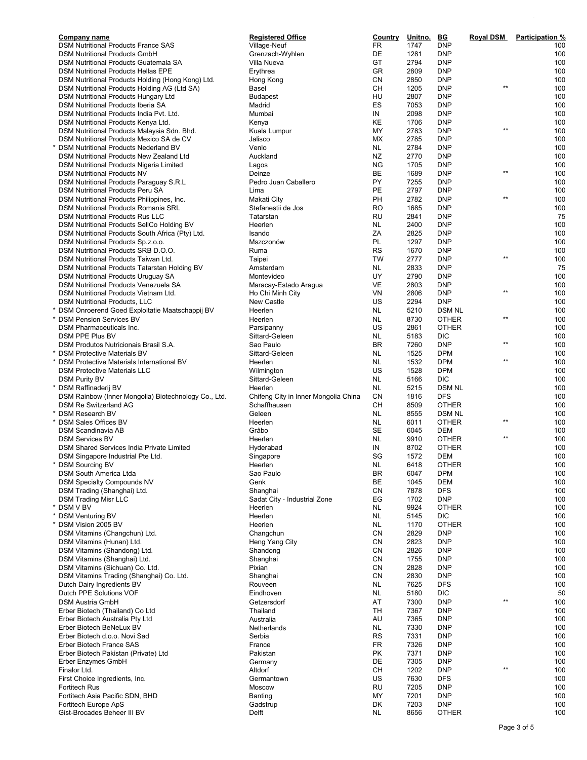| Company name | Registered Office | Country | Unitno. | BG | Royal DSM | Participation % |
|---|---|---|---|---|---|---|
| DSM Nutritional Products France SAS | Village-Neuf | FR | 1747 | DNP | | 100 |
| DSM Nutritional Products GmbH | Grenzach-Wyhlen | DE | 1281 | DNP | | 100 |
| DSM Nutritional Products Guatemala SA | Villa Nueva | GT | 2794 | DNP | | 100 |
| DSM Nutritional Products Hellas EPE | Erythrea | GR | 2809 | DNP | | 100 |
| DSM Nutritional Products Holding (Hong Kong) Ltd. | Hong Kong | CN | 2850 | DNP | | 100 |
| DSM Nutritional Products Holding AG (Ltd SA) | Basel | CH | 1205 | DNP | ** | 100 |
| DSM Nutritional Products Hungary Ltd | Budapest | HU | 2807 | DNP | | 100 |
| DSM Nutritional Products Iberia SA | Madrid | ES | 7053 | DNP | | 100 |
| DSM Nutritional Products India Pvt. Ltd. | Mumbai | IN | 2098 | DNP | | 100 |
| DSM Nutritional Products Kenya Ltd. | Kenya | KE | 1706 | DNP | | 100 |
| DSM Nutritional Products Malaysia Sdn. Bhd. | Kuala Lumpur | MY | 2783 | DNP | ** | 100 |
| DSM Nutritional Products Mexico SA de CV | Jalisco | MX | 2785 | DNP | | 100 |
| * DSM Nutritional Products Nederland BV | Venlo | NL | 2784 | DNP | | 100 |
| DSM Nutritional Products New Zealand Ltd | Auckland | NZ | 2770 | DNP | | 100 |
| DSM Nutritional Products Nigeria Limited | Lagos | NG | 1705 | DNP | | 100 |
| DSM Nutritional Products NV | Deinze | BE | 1689 | DNP | ** | 100 |
| DSM Nutritional Products Paraguay S.R.L | Pedro Juan Caballero | PY | 7255 | DNP | | 100 |
| DSM Nutritional Products Peru SA | Lima | PE | 2797 | DNP | | 100 |
| DSM Nutritional Products Philippines, Inc. | Makati City | PH | 2782 | DNP | ** | 100 |
| DSM Nutritional Products Romania SRL | Stefanestii de Jos | RO | 1685 | DNP | | 100 |
| DSM Nutritional Products Rus LLC | Tatarstan | RU | 2841 | DNP | | 75 |
| DSM Nutritional Products SellCo Holding BV | Heerlen | NL | 2400 | DNP | | 100 |
| DSM Nutritional Products South Africa (Pty) Ltd. | Isando | ZA | 2825 | DNP | | 100 |
| DSM Nutritional Products Sp.z.o.o. | Mszczonów | PL | 1297 | DNP | | 100 |
| DSM Nutritional Products SRB D.O.O. | Ruma | RS | 1670 | DNP | | 100 |
| DSM Nutritional Products Taiwan Ltd. | Taipei | TW | 2777 | DNP | ** | 100 |
| DSM Nutritional Products Tatarstan Holding BV | Amsterdam | NL | 2833 | DNP | | 75 |
| DSM Nutritional Products Uruguay SA | Montevideo | UY | 2790 | DNP | | 100 |
| DSM Nutritional Products Venezuela SA | Maracay-Estado Aragua | VE | 2803 | DNP | | 100 |
| DSM Nutritional Products Vietnam Ltd. | Ho Chi Minh City | VN | 2806 | DNP | ** | 100 |
| DSM Nutritional Products, LLC | New Castle | US | 2294 | DNP | | 100 |
| * DSM Onroerend Goed Exploitatie Maatschappij BV | Heerlen | NL | 5210 | DSM NL | | 100 |
| * DSM Pension Services BV | Heerlen | NL | 8730 | OTHER | ** | 100 |
| DSM Pharmaceuticals Inc. | Parsipanny | US | 2861 | OTHER | | 100 |
| DSM PPE Plus BV | Sittard-Geleen | NL | 5183 | DIC | | 100 |
| DSM Produtos Nutricionais Brasil S.A. | Sao Paulo | BR | 7260 | DNP | ** | 100 |
| * DSM Protective Materials BV | Sittard-Geleen | NL | 1525 | DPM | | 100 |
| * DSM Protective Materials International BV | Heerlen | NL | 1532 | DPM | ** | 100 |
| DSM Protective Materials LLC | Wilmington | US | 1528 | DPM | | 100 |
| DSM Purity BV | Sittard-Geleen | NL | 5166 | DIC | | 100 |
| * DSM Raffinaderij BV | Heerlen | NL | 5215 | DSM NL | | 100 |
| DSM Rainbow (Inner Mongolia) Biotechnology Co., Ltd. | Chifeng City in Inner Mongolia China | CN | 1816 | DFS | | 100 |
| DSM Re Switzerland AG | Schaffhausen | CH | 8509 | OTHER | | 100 |
| * DSM Research BV | Geleen | NL | 8555 | DSM NL | | 100 |
| * DSM Sales Offices BV | Heerlen | NL | 6011 | OTHER | ** | 100 |
| DSM Scandinavia AB | Gråbo | SE | 6045 | DEM | | 100 |
| DSM Services BV | Heerlen | NL | 9910 | OTHER | ** | 100 |
| DSM Shared Services India Private Limited | Hyderabad | IN | 8702 | OTHER | | 100 |
| DSM Singapore Industrial Pte Ltd. | Singapore | SG | 1572 | DEM | | 100 |
| * DSM Sourcing BV | Heerlen | NL | 6418 | OTHER | | 100 |
| DSM South America Ltda | Sao Paulo | BR | 6047 | DPM | | 100 |
| DSM Specialty Compounds NV | Genk | BE | 1045 | DEM | | 100 |
| DSM Trading (Shanghai) Ltd. | Shanghai | CN | 7878 | DFS | | 100 |
| DSM Trading Misr LLC | Sadat City - Industrial Zone | EG | 1702 | DNP | | 100 |
| * DSM V BV | Heerlen | NL | 9924 | OTHER | | 100 |
| * DSM Venturing BV | Heerlen | NL | 5145 | DIC | | 100 |
| * DSM Vision 2005 BV | Heerlen | NL | 1170 | OTHER | | 100 |
| DSM Vitamins (Changchun) Ltd. | Changchun | CN | 2829 | DNP | | 100 |
| DSM Vitamins (Hunan) Ltd. | Heng Yang City | CN | 2823 | DNP | | 100 |
| DSM Vitamins (Shandong) Ltd. | Shandong | CN | 2826 | DNP | | 100 |
| DSM Vitamins (Shanghai) Ltd. | Shanghai | CN | 1755 | DNP | | 100 |
| DSM Vitamins (Sichuan) Co. Ltd. | Pixian | CN | 2828 | DNP | | 100 |
| DSM Vitamins Trading (Shanghai) Co. Ltd. | Shanghai | CN | 2830 | DNP | | 100 |
| Dutch Dairy Ingredients BV | Rouveen | NL | 7625 | DFS | | 100 |
| Dutch PPE Solutions VOF | Eindhoven | NL | 5180 | DIC | | 50 |
| DSM Austria GmbH | Getzersdorf | AT | 7300 | DNP | ** | 100 |
| Erber Biotech (Thailand) Co Ltd | Thailand | TH | 7367 | DNP | | 100 |
| Erber Biotech Australia Pty Ltd | Australia | AU | 7365 | DNP | | 100 |
| Erber Biotech BeNeLux BV | Netherlands | NL | 7330 | DNP | | 100 |
| Erber Biotech d.o.o. Novi Sad | Serbia | RS | 7331 | DNP | | 100 |
| Erber Biotech France SAS | France | FR | 7326 | DNP | | 100 |
| Erber Biotech Pakistan (Private) Ltd | Pakistan | PK | 7371 | DNP | | 100 |
| Erber Enzymes GmbH | Germany | DE | 7305 | DNP | | 100 |
| Finalor Ltd. | Altdorf | CH | 1202 | DNP | ** | 100 |
| First Choice Ingredients, Inc. | Germantown | US | 7630 | DFS | | 100 |
| Fortitech Rus | Moscow | RU | 7205 | DNP | | 100 |
| Fortitech Asia Pacific SDN, BHD | Banting | MY | 7201 | DNP | | 100 |
| Fortitech Europe ApS | Gadstrup | DK | 7203 | DNP | | 100 |
| Gist-Brocades Beheer III BV | Delft | NL | 8656 | OTHER | | 100 |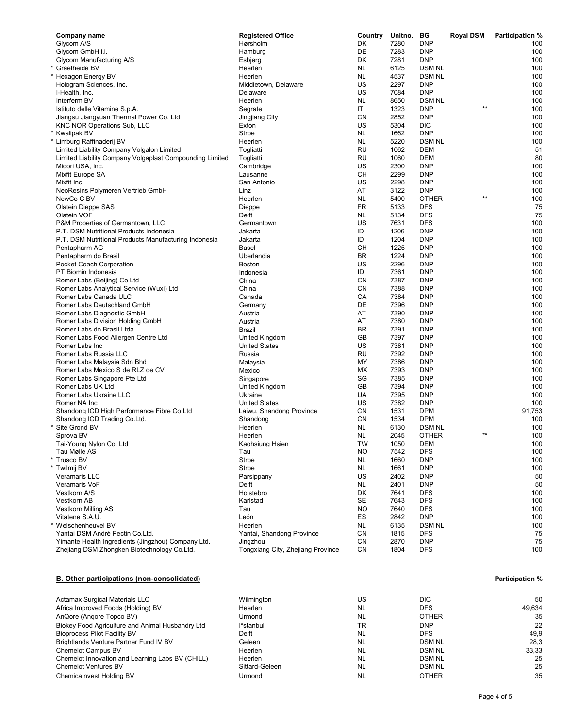| Company name | Registered Office | Country | Unitno. | BG | Royal DSM | Participation % |
|---|---|---|---|---|---|---|
| Glycom A/S | Hørsholm | DK | 7280 | DNP | | 100 |
| Glycom GmbH i.l. | Hamburg | DE | 7283 | DNP | | 100 |
| Glycom Manufacturing A/S | Esbjerg | DK | 7281 | DNP | | 100 |
| * Graetheide BV | Heerlen | NL | 6125 | DSM NL | | 100 |
| * Hexagon Energy BV | Heerlen | NL | 4537 | DSM NL | | 100 |
| Hologram Sciences, Inc. | Middletown, Delaware | US | 2297 | DNP | | 100 |
| I-Health, Inc. | Delaware | US | 7084 | DNP | | 100 |
| Interferm BV | Heerlen | NL | 8650 | DSM NL | | 100 |
| Istituto delle Vitamine S.p.A. | Segrate | IT | 1323 | DNP | ** | 100 |
| Jiangsu Jiangyuan Thermal Power Co. Ltd | Jingjiang City | CN | 2852 | DNP | | 100 |
| KNC NOR Operations Sub, LLC | Exton | US | 5304 | DIC | | 100 |
| * Kwalipak BV | Stroe | NL | 1662 | DNP | | 100 |
| * Limburg Raffinaderij BV | Heerlen | NL | 5220 | DSM NL | | 100 |
| Limited Liability Company Volgalon Limited | Togliatti | RU | 1062 | DEM | | 51 |
| Limited Liability Company Volgaplast Compounding Limited | Togliatti | RU | 1060 | DEM | | 80 |
| Midori USA, Inc. | Cambridge | US | 2300 | DNP | | 100 |
| Mixfit Europe SA | Lausanne | CH | 2299 | DNP | | 100 |
| Mixfit Inc. | San Antonio | US | 2298 | DNP | | 100 |
| NeoResins Polymeren Vertrieb GmbH | Linz | AT | 3122 | DNP | | 100 |
| NewCo C BV | Heerlen | NL | 5400 | OTHER | ** | 100 |
| Olatein Dieppe SAS | Dieppe | FR | 5133 | DFS | | 75 |
| Olatein VOF | Delft | NL | 5134 | DFS | | 75 |
| P&M Properties of Germantown, LLC | Germantown | US | 7631 | DFS | | 100 |
| P.T. DSM Nutritional Products Indonesia | Jakarta | ID | 1206 | DNP | | 100 |
| P.T. DSM Nutritional Products Manufacturing Indonesia | Jakarta | ID | 1204 | DNP | | 100 |
| Pentapharm AG | Basel | CH | 1225 | DNP | | 100 |
| Pentapharm do Brasil | Uberlandia | BR | 1224 | DNP | | 100 |
| Pocket Coach Corporation | Boston | US | 2296 | DNP | | 100 |
| PT Biomin Indonesia | Indonesia | ID | 7361 | DNP | | 100 |
| Romer Labs (Beijing) Co Ltd | China | CN | 7387 | DNP | | 100 |
| Romer Labs Analytical Service (Wuxi) Ltd | China | CN | 7388 | DNP | | 100 |
| Romer Labs Canada ULC | Canada | CA | 7384 | DNP | | 100 |
| Romer Labs Deutschland GmbH | Germany | DE | 7396 | DNP | | 100 |
| Romer Labs Diagnostic GmbH | Austria | AT | 7390 | DNP | | 100 |
| Romer Labs Division Holding GmbH | Austria | AT | 7380 | DNP | | 100 |
| Romer Labs do Brasil Ltda | Brazil | BR | 7391 | DNP | | 100 |
| Romer Labs Food Allergen Centre Ltd | United Kingdom | GB | 7397 | DNP | | 100 |
| Romer Labs Inc | United States | US | 7381 | DNP | | 100 |
| Romer Labs Russia LLC | Russia | RU | 7392 | DNP | | 100 |
| Romer Labs Malaysia Sdn Bhd | Malaysia | MY | 7386 | DNP | | 100 |
| Romer Labs Mexico S de RLZ de CV | Mexico | MX | 7393 | DNP | | 100 |
| Romer Labs Singapore Pte Ltd | Singapore | SG | 7385 | DNP | | 100 |
| Romer Labs UK Ltd | United Kingdom | GB | 7394 | DNP | | 100 |
| Romer Labs Ukraine LLC | Ukraine | UA | 7395 | DNP | | 100 |
| Romer NA Inc | United States | US | 7382 | DNP | | 100 |
| Shandong ICD High Performance Fibre Co Ltd | Laiwu, Shandong Province | CN | 1531 | DPM | | 91,753 |
| Shandong ICD Trading Co.Ltd. | Shandong | CN | 1534 | DPM | | 100 |
| * Site Grond BV | Heerlen | NL | 6130 | DSM NL | | 100 |
| Sprova BV | Heerlen | NL | 2045 | OTHER | ** | 100 |
| Tai-Young Nylon Co. Ltd | Kaohsiung Hsien | TW | 1050 | DEM | | 100 |
| Tau Mølle AS | Tau | NO | 7542 | DFS | | 100 |
| * Trusco BV | Stroe | NL | 1660 | DNP | | 100 |
| * Twilmij BV | Stroe | NL | 1661 | DNP | | 100 |
| Veramaris LLC | Parsippany | US | 2402 | DNP | | 50 |
| Veramaris VoF | Delft | NL | 2401 | DNP | | 50 |
| Vestkorn A/S | Holstebro | DK | 7641 | DFS | | 100 |
| Vestkorn AB | Karlstad | SE | 7643 | DFS | | 100 |
| Vestkorn Milling AS | Tau | NO | 7640 | DFS | | 100 |
| Vitatene S.A.U. | León | ES | 2842 | DNP | | 100 |
| * Welschenheuvel BV | Heerlen | NL | 6135 | DSM NL | | 100 |
| Yantai DSM André Pectin Co.Ltd. | Yantai, Shandong Province | CN | 1815 | DFS | | 75 |
| Yimante Health Ingredients (Jingzhou) Company Ltd. | Jingzhou | CN | 2870 | DNP | | 75 |
| Zhejiang DSM Zhongken Biotechnology Co.Ltd. | Tongxiang City, Zhejiang Province | CN | 1804 | DFS | | 100 |

**B. Other participations (non-consolidated)**

| Company name | Registered Office | Country | BG | Participation % |
|---|---|---|---|---|
| Actamax Surgical Materials LLC | Wilmington | US | DIC | 50 |
| Africa Improved Foods (Holding) BV | Heerlen | NL | DFS | 49,634 |
| AnQore (Anqore Topco BV) | Urmond | NL | OTHER | 35 |
| Biokey Food Agriculture and Animal Husbandry Ltd | I*stanbul | TR | DNP | 22 |
| Bioprocess Pilot Facility BV | Delft | NL | DFS | 49,9 |
| Brightlands Venture Partner Fund IV BV | Geleen | NL | DSM NL | 28,3 |
| Chemelot Campus BV | Heerlen | NL | DSM NL | 33,33 |
| Chemelot Innovation and Learning Labs BV (CHILL) | Heerlen | NL | DSM NL | 25 |
| Chemelot Ventures BV | Sittard-Geleen | NL | DSM NL | 25 |
| ChemicalInvest Holding BV | Urmond | NL | OTHER | 35 |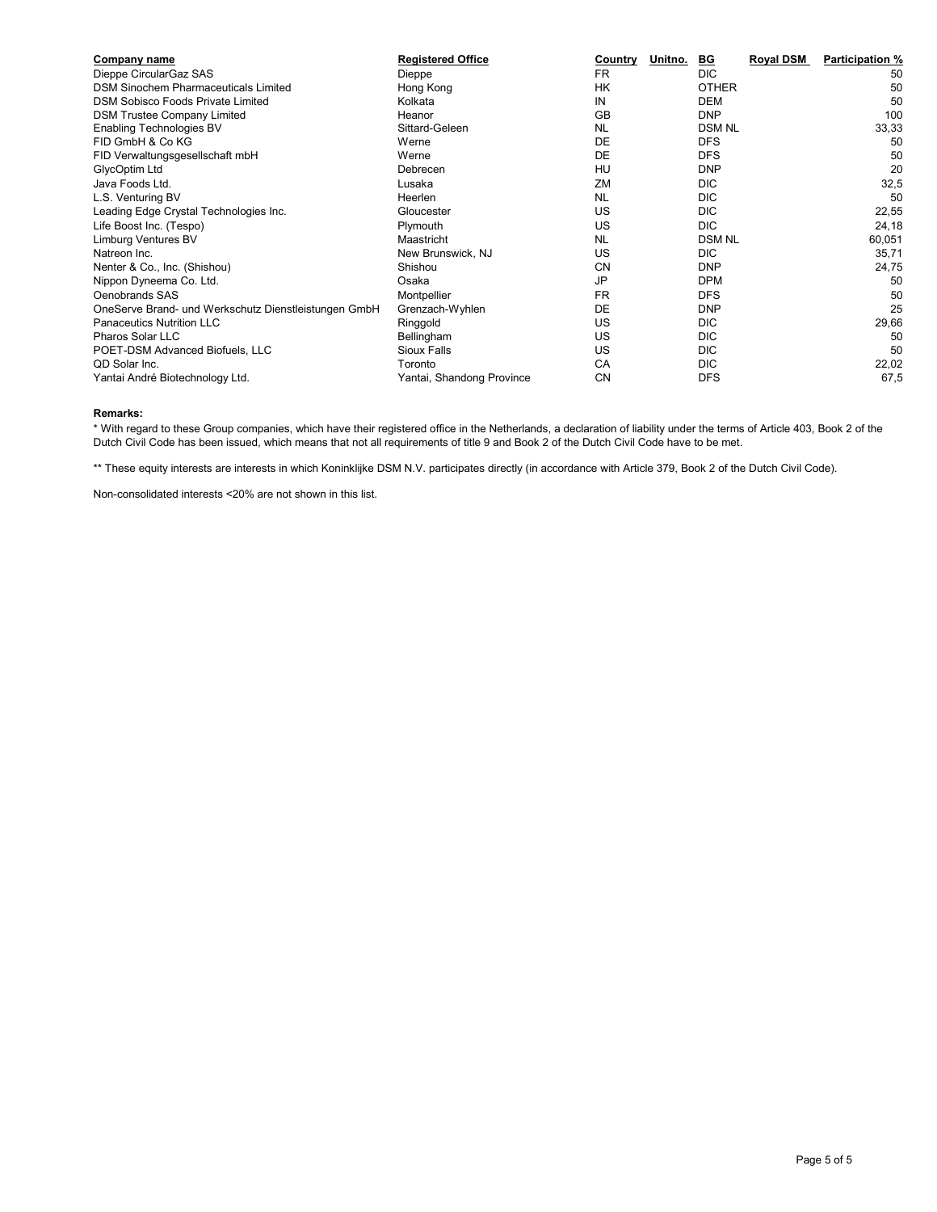| Company name | Registered Office | Country | Unitno. | BG | Royal DSM | Participation % |
|---|---|---|---|---|---|---|
| Dieppe CircularGaz SAS | Dieppe | FR | | DIC | | 50 |
| DSM Sinochem Pharmaceuticals Limited | Hong Kong | HK | | OTHER | | 50 |
| DSM Sobisco Foods Private Limited | Kolkata | IN | | DEM | | 50 |
| DSM Trustee Company Limited | Heanor | GB | | DNP | | 100 |
| Enabling Technologies BV | Sittard-Geleen | NL | | DSM NL | | 33,33 |
| FID GmbH & Co KG | Werne | DE | | DFS | | 50 |
| FID Verwaltungsgesellschaft mbH | Werne | DE | | DFS | | 50 |
| GlycOptim Ltd | Debrecen | HU | | DNP | | 20 |
| Java Foods Ltd. | Lusaka | ZM | | DIC | | 32,5 |
| L.S. Venturing BV | Heerlen | NL | | DIC | | 50 |
| Leading Edge Crystal Technologies Inc. | Gloucester | US | | DIC | | 22,55 |
| Life Boost Inc. (Tespo) | Plymouth | US | | DIC | | 24,18 |
| Limburg Ventures BV | Maastricht | NL | | DSM NL | | 60,051 |
| Natreon Inc. | New Brunswick, NJ | US | | DIC | | 35,71 |
| Nenter & Co., Inc. (Shishou) | Shishou | CN | | DNP | | 24,75 |
| Nippon Dyneema Co. Ltd. | Osaka | JP | | DPM | | 50 |
| Oenobrands SAS | Montpellier | FR | | DFS | | 50 |
| OneServe Brand- und Werkschutz Dienstleistungen GmbH | Grenzach-Wyhlen | DE | | DNP | | 25 |
| Panaceutics Nutrition LLC | Ringgold | US | | DIC | | 29,66 |
| Pharos Solar LLC | Bellingham | US | | DIC | | 50 |
| POET-DSM Advanced Biofuels, LLC | Sioux Falls | US | | DIC | | 50 |
| QD Solar Inc. | Toronto | CA | | DIC | | 22,02 |
| Yantai André Biotechnology Ltd. | Yantai, Shandong Province | CN | | DFS | | 67,5 |

**Remarks:**

* With regard to these Group companies, which have their registered office in the Netherlands, a declaration of liability under the terms of Article 403, Book 2 of the Dutch Civil Code has been issued, which means that not all requirements of title 9 and Book 2 of the Dutch Civil Code have to be met.

** These equity interests are interests in which Koninklijke DSM N.V. participates directly (in accordance with Article 379, Book 2 of the Dutch Civil Code).

Non-consolidated interests <20% are not shown in this list.